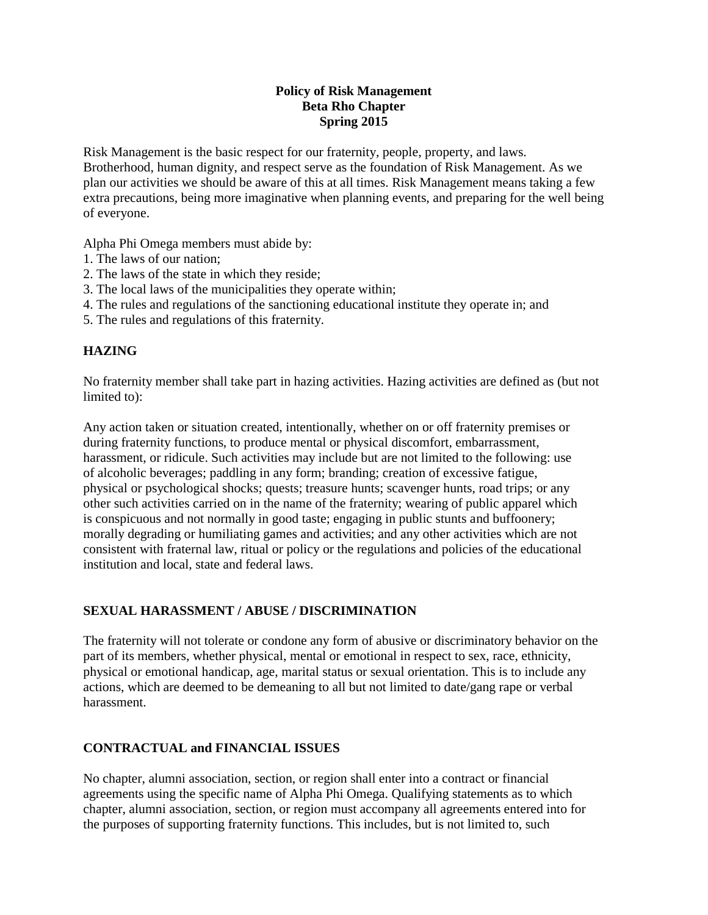**Policy of Risk Management**
**Beta Rho Chapter**
**Spring 2015**

Risk Management is the basic respect for our fraternity, people, property, and laws. Brotherhood, human dignity, and respect serve as the foundation of Risk Management. As we plan our activities we should be aware of this at all times. Risk Management means taking a few extra precautions, being more imaginative when planning events, and preparing for the well being of everyone.

Alpha Phi Omega members must abide by:

1. The laws of our nation;
2. The laws of the state in which they reside;
3. The local laws of the municipalities they operate within;
4. The rules and regulations of the sanctioning educational institute they operate in; and
5. The rules and regulations of this fraternity.

## HAZING

No fraternity member shall take part in hazing activities. Hazing activities are defined as (but not limited to):

Any action taken or situation created, intentionally, whether on or off fraternity premises or during fraternity functions, to produce mental or physical discomfort, embarrassment, harassment, or ridicule. Such activities may include but are not limited to the following: use of alcoholic beverages; paddling in any form; branding; creation of excessive fatigue, physical or psychological shocks; quests; treasure hunts; scavenger hunts, road trips; or any other such activities carried on in the name of the fraternity; wearing of public apparel which is conspicuous and not normally in good taste; engaging in public stunts and buffoonery; morally degrading or humiliating games and activities; and any other activities which are not consistent with fraternal law, ritual or policy or the regulations and policies of the educational institution and local, state and federal laws.

## SEXUAL HARASSMENT / ABUSE / DISCRIMINATION

The fraternity will not tolerate or condone any form of abusive or discriminatory behavior on the part of its members, whether physical, mental or emotional in respect to sex, race, ethnicity, physical or emotional handicap, age, marital status or sexual orientation. This is to include any actions, which are deemed to be demeaning to all but not limited to date/gang rape or verbal harassment.

## CONTRACTUAL and FINANCIAL ISSUES

No chapter, alumni association, section, or region shall enter into a contract or financial agreements using the specific name of Alpha Phi Omega. Qualifying statements as to which chapter, alumni association, section, or region must accompany all agreements entered into for the purposes of supporting fraternity functions. This includes, but is not limited to, such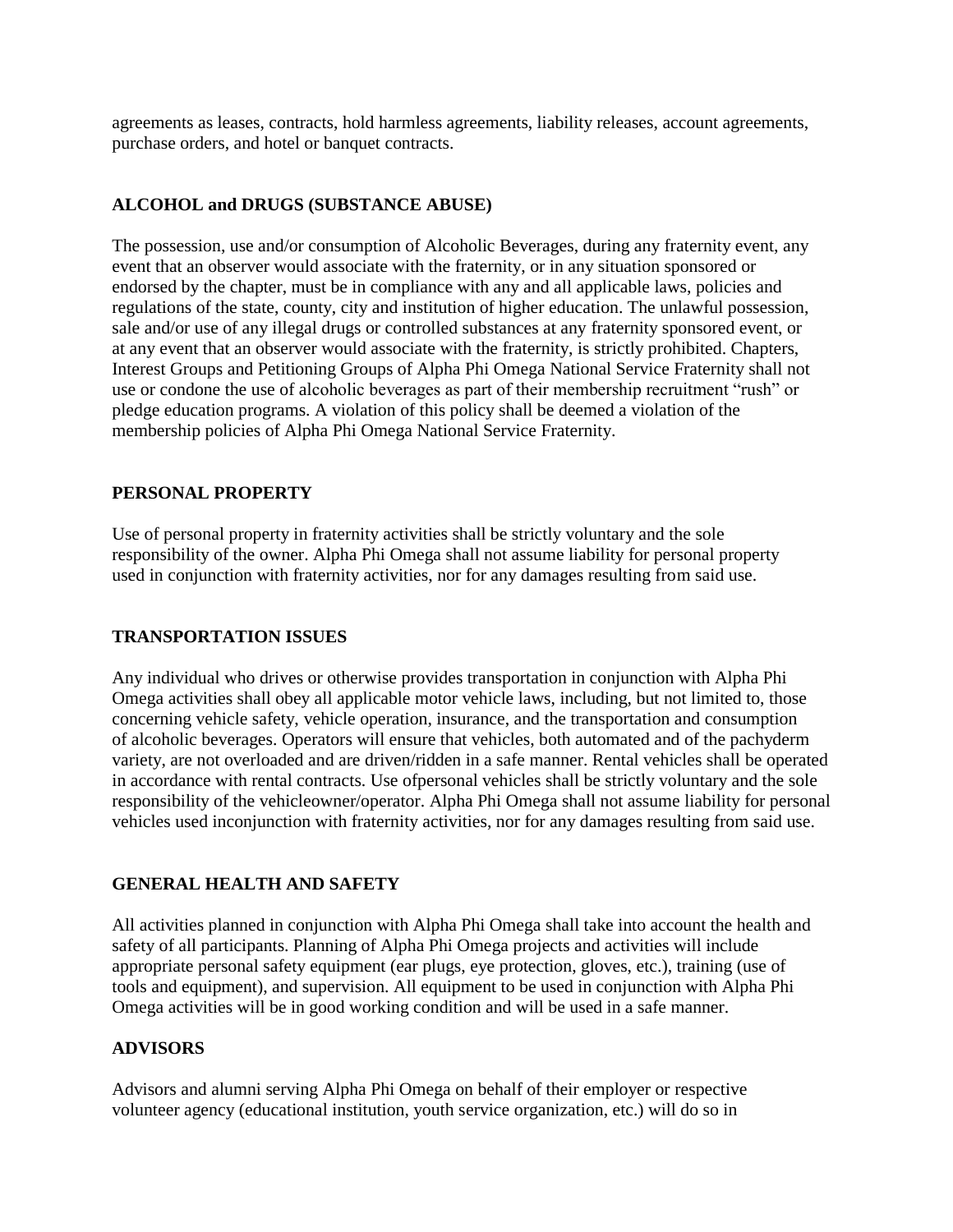agreements as leases, contracts, hold harmless agreements, liability releases, account agreements, purchase orders, and hotel or banquet contracts.

## ALCOHOL and DRUGS (SUBSTANCE ABUSE)

The possession, use and/or consumption of Alcoholic Beverages, during any fraternity event, any event that an observer would associate with the fraternity, or in any situation sponsored or endorsed by the chapter, must be in compliance with any and all applicable laws, policies and regulations of the state, county, city and institution of higher education. The unlawful possession, sale and/or use of any illegal drugs or controlled substances at any fraternity sponsored event, or at any event that an observer would associate with the fraternity, is strictly prohibited. Chapters, Interest Groups and Petitioning Groups of Alpha Phi Omega National Service Fraternity shall not use or condone the use of alcoholic beverages as part of their membership recruitment "rush" or pledge education programs. A violation of this policy shall be deemed a violation of the membership policies of Alpha Phi Omega National Service Fraternity.

## PERSONAL PROPERTY

Use of personal property in fraternity activities shall be strictly voluntary and the sole responsibility of the owner. Alpha Phi Omega shall not assume liability for personal property used in conjunction with fraternity activities, nor for any damages resulting from said use.

## TRANSPORTATION ISSUES

Any individual who drives or otherwise provides transportation in conjunction with Alpha Phi Omega activities shall obey all applicable motor vehicle laws, including, but not limited to, those concerning vehicle safety, vehicle operation, insurance, and the transportation and consumption of alcoholic beverages. Operators will ensure that vehicles, both automated and of the pachyderm variety, are not overloaded and are driven/ridden in a safe manner. Rental vehicles shall be operated in accordance with rental contracts. Use ofpersonal vehicles shall be strictly voluntary and the sole responsibility of the vehicleowner/operator. Alpha Phi Omega shall not assume liability for personal vehicles used inconjunction with fraternity activities, nor for any damages resulting from said use.

## GENERAL HEALTH AND SAFETY

All activities planned in conjunction with Alpha Phi Omega shall take into account the health and safety of all participants. Planning of Alpha Phi Omega projects and activities will include appropriate personal safety equipment (ear plugs, eye protection, gloves, etc.), training (use of tools and equipment), and supervision. All equipment to be used in conjunction with Alpha Phi Omega activities will be in good working condition and will be used in a safe manner.

## ADVISORS

Advisors and alumni serving Alpha Phi Omega on behalf of their employer or respective volunteer agency (educational institution, youth service organization, etc.) will do so in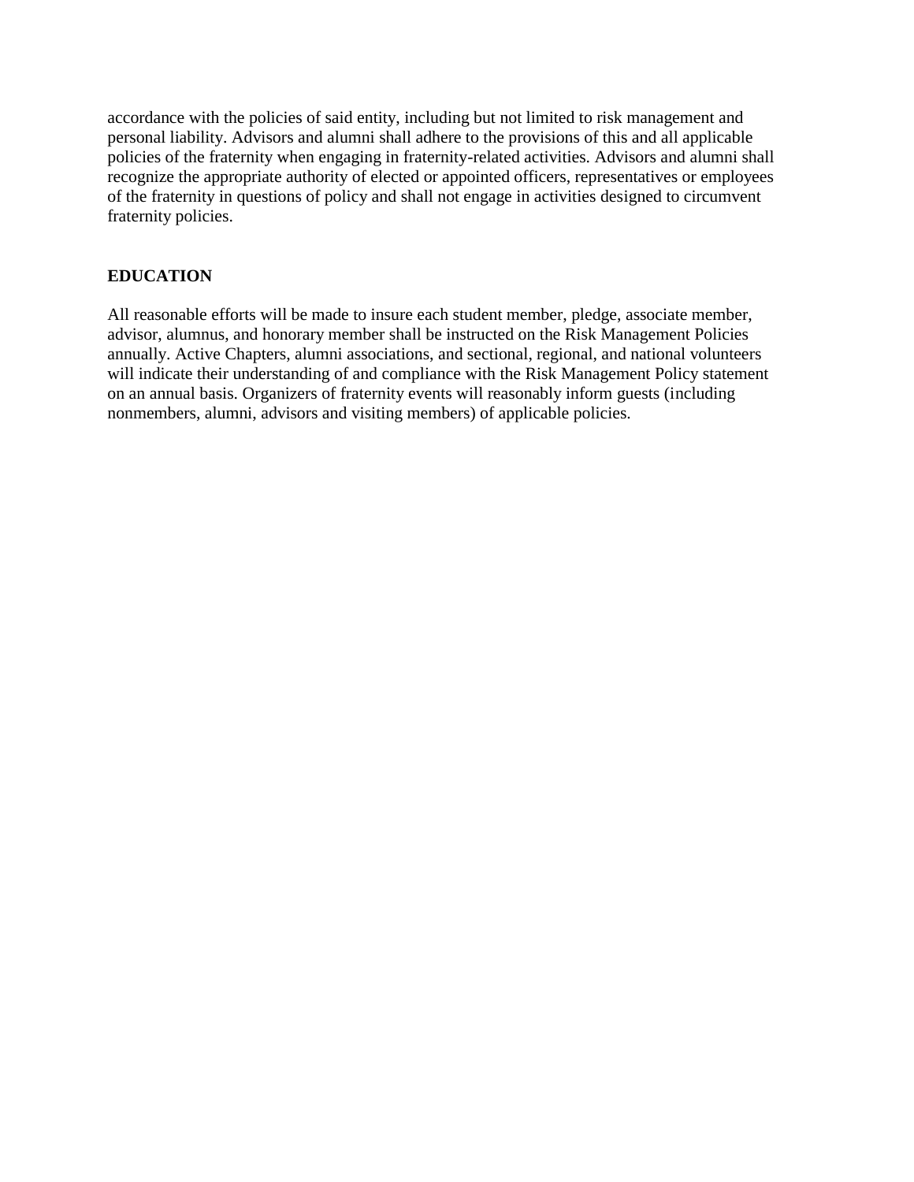accordance with the policies of said entity, including but not limited to risk management and personal liability. Advisors and alumni shall adhere to the provisions of this and all applicable policies of the fraternity when engaging in fraternity-related activities. Advisors and alumni shall recognize the appropriate authority of elected or appointed officers, representatives or employees of the fraternity in questions of policy and shall not engage in activities designed to circumvent fraternity policies.

**EDUCATION**

All reasonable efforts will be made to insure each student member, pledge, associate member, advisor, alumnus, and honorary member shall be instructed on the Risk Management Policies annually. Active Chapters, alumni associations, and sectional, regional, and national volunteers will indicate their understanding of and compliance with the Risk Management Policy statement on an annual basis. Organizers of fraternity events will reasonably inform guests (including nonmembers, alumni, advisors and visiting members) of applicable policies.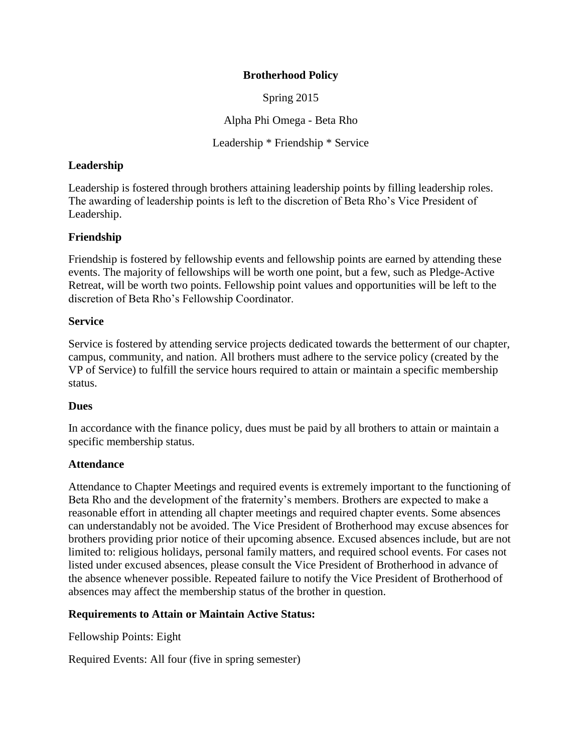**Brotherhood Policy**

Spring 2015

Alpha Phi Omega - Beta Rho

Leadership * Friendship * Service

## Leadership

Leadership is fostered through brothers attaining leadership points by filling leadership roles. The awarding of leadership points is left to the discretion of Beta Rho's Vice President of Leadership.

## Friendship

Friendship is fostered by fellowship events and fellowship points are earned by attending these events. The majority of fellowships will be worth one point, but a few, such as Pledge-Active Retreat, will be worth two points. Fellowship point values and opportunities will be left to the discretion of Beta Rho's Fellowship Coordinator.

## Service

Service is fostered by attending service projects dedicated towards the betterment of our chapter, campus, community, and nation. All brothers must adhere to the service policy (created by the VP of Service) to fulfill the service hours required to attain or maintain a specific membership status.

## Dues

In accordance with the finance policy, dues must be paid by all brothers to attain or maintain a specific membership status.

## Attendance

Attendance to Chapter Meetings and required events is extremely important to the functioning of Beta Rho and the development of the fraternity's members. Brothers are expected to make a reasonable effort in attending all chapter meetings and required chapter events. Some absences can understandably not be avoided. The Vice President of Brotherhood may excuse absences for brothers providing prior notice of their upcoming absence. Excused absences include, but are not limited to: religious holidays, personal family matters, and required school events. For cases not listed under excused absences, please consult the Vice President of Brotherhood in advance of the absence whenever possible. Repeated failure to notify the Vice President of Brotherhood of absences may affect the membership status of the brother in question.

## Requirements to Attain or Maintain Active Status:

Fellowship Points: Eight

Required Events: All four (five in spring semester)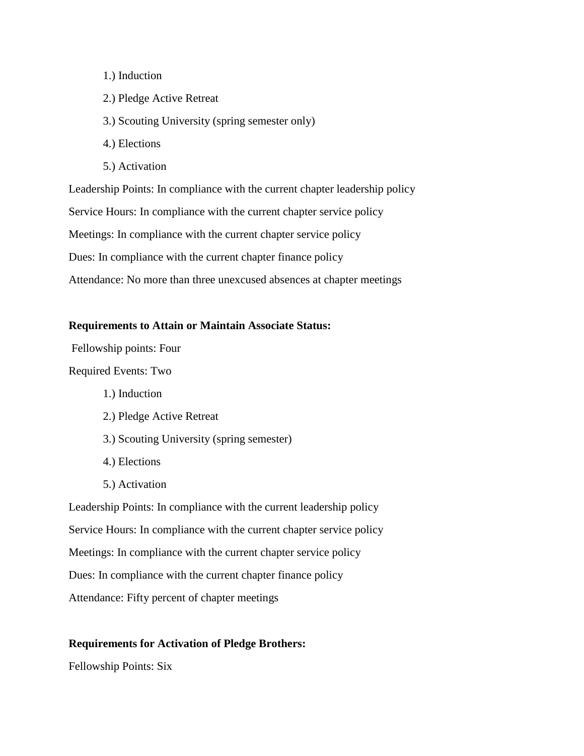1.) Induction

2.) Pledge Active Retreat

3.) Scouting University (spring semester only)

4.) Elections

5.) Activation

Leadership Points: In compliance with the current chapter leadership policy

Service Hours: In compliance with the current chapter service policy

Meetings: In compliance with the current chapter service policy

Dues: In compliance with the current chapter finance policy

Attendance: No more than three unexcused absences at chapter meetings

**Requirements to Attain or Maintain Associate Status:**

Fellowship points: Four

Required Events: Two

1.) Induction

2.) Pledge Active Retreat

3.) Scouting University (spring semester)

4.) Elections

5.) Activation

Leadership Points: In compliance with the current leadership policy

Service Hours: In compliance with the current chapter service policy

Meetings: In compliance with the current chapter service policy

Dues: In compliance with the current chapter finance policy

Attendance: Fifty percent of chapter meetings

**Requirements for Activation of Pledge Brothers:**

Fellowship Points: Six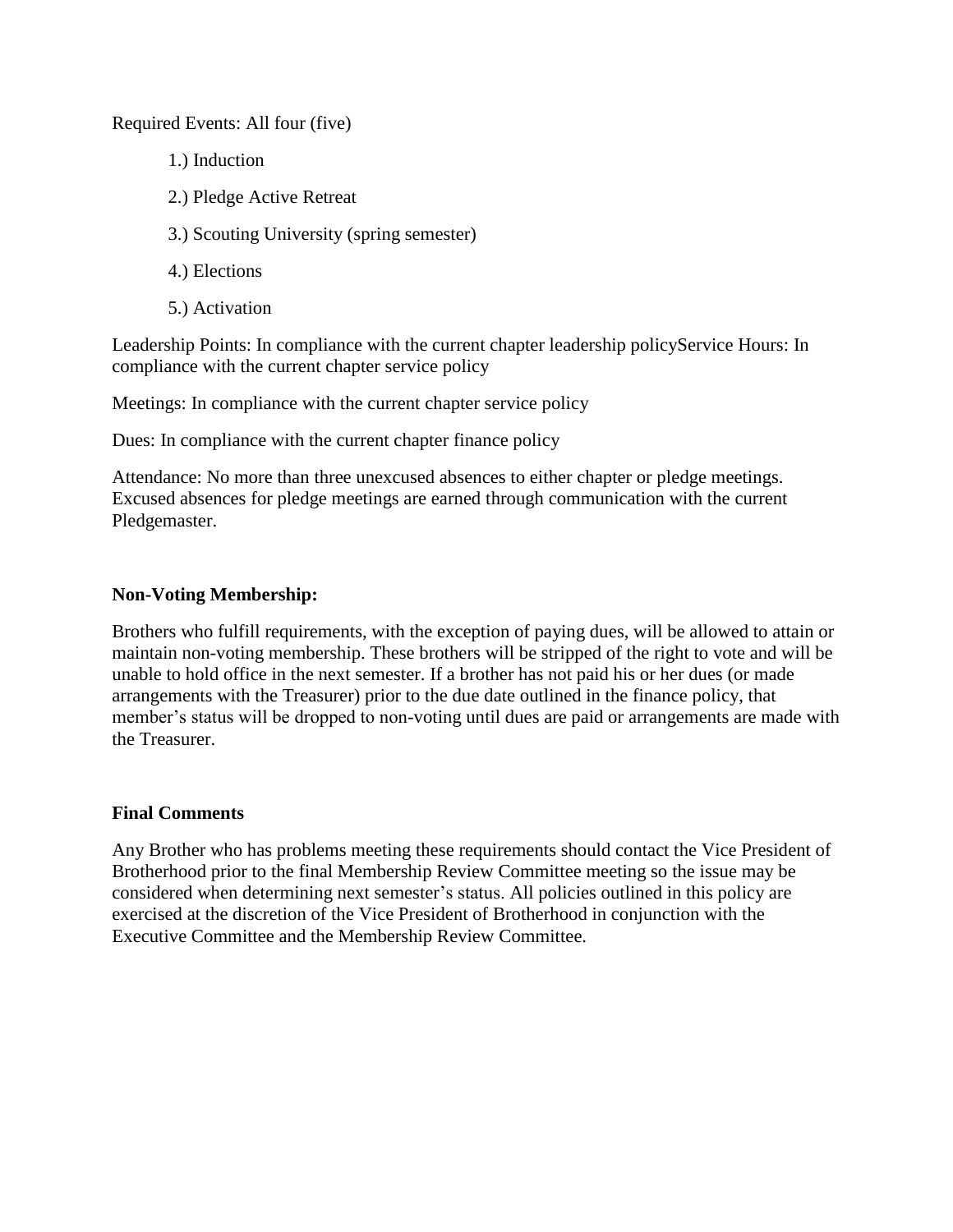Required Events: All four (five)

1.) Induction

2.) Pledge Active Retreat

3.) Scouting University (spring semester)

4.) Elections

5.) Activation

Leadership Points: In compliance with the current chapter leadership policyService Hours: In compliance with the current chapter service policy

Meetings: In compliance with the current chapter service policy

Dues: In compliance with the current chapter finance policy

Attendance: No more than three unexcused absences to either chapter or pledge meetings. Excused absences for pledge meetings are earned through communication with the current Pledgemaster.

**Non-Voting Membership:**

Brothers who fulfill requirements, with the exception of paying dues, will be allowed to attain or maintain non-voting membership. These brothers will be stripped of the right to vote and will be unable to hold office in the next semester. If a brother has not paid his or her dues (or made arrangements with the Treasurer) prior to the due date outlined in the finance policy, that member's status will be dropped to non-voting until dues are paid or arrangements are made with the Treasurer.

**Final Comments**

Any Brother who has problems meeting these requirements should contact the Vice President of Brotherhood prior to the final Membership Review Committee meeting so the issue may be considered when determining next semester's status. All policies outlined in this policy are exercised at the discretion of the Vice President of Brotherhood in conjunction with the Executive Committee and the Membership Review Committee.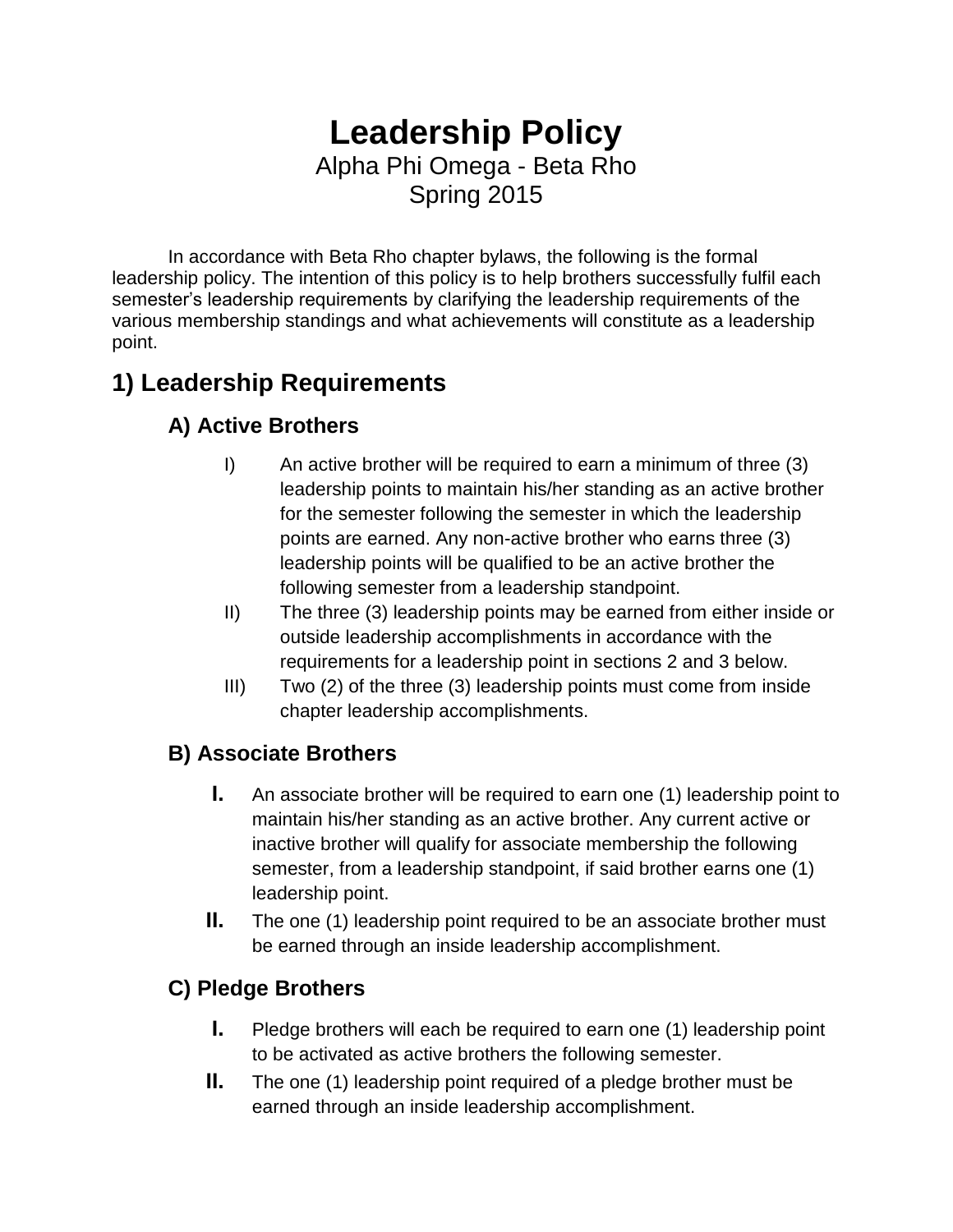# Leadership Policy

Alpha Phi Omega - Beta Rho
Spring 2015

In accordance with Beta Rho chapter bylaws, the following is the formal leadership policy. The intention of this policy is to help brothers successfully fulfil each semester's leadership requirements by clarifying the leadership requirements of the various membership standings and what achievements will constitute as a leadership point.

## 1) Leadership Requirements

### A) Active Brothers

I) An active brother will be required to earn a minimum of three (3) leadership points to maintain his/her standing as an active brother for the semester following the semester in which the leadership points are earned. Any non-active brother who earns three (3) leadership points will be qualified to be an active brother the following semester from a leadership standpoint.

II) The three (3) leadership points may be earned from either inside or outside leadership accomplishments in accordance with the requirements for a leadership point in sections 2 and 3 below.

III) Two (2) of the three (3) leadership points must come from inside chapter leadership accomplishments.

### B) Associate Brothers

**I.** An associate brother will be required to earn one (1) leadership point to maintain his/her standing as an active brother. Any current active or inactive brother will qualify for associate membership the following semester, from a leadership standpoint, if said brother earns one (1) leadership point.

**II.** The one (1) leadership point required to be an associate brother must be earned through an inside leadership accomplishment.

### C) Pledge Brothers

**I.** Pledge brothers will each be required to earn one (1) leadership point to be activated as active brothers the following semester.

**II.** The one (1) leadership point required of a pledge brother must be earned through an inside leadership accomplishment.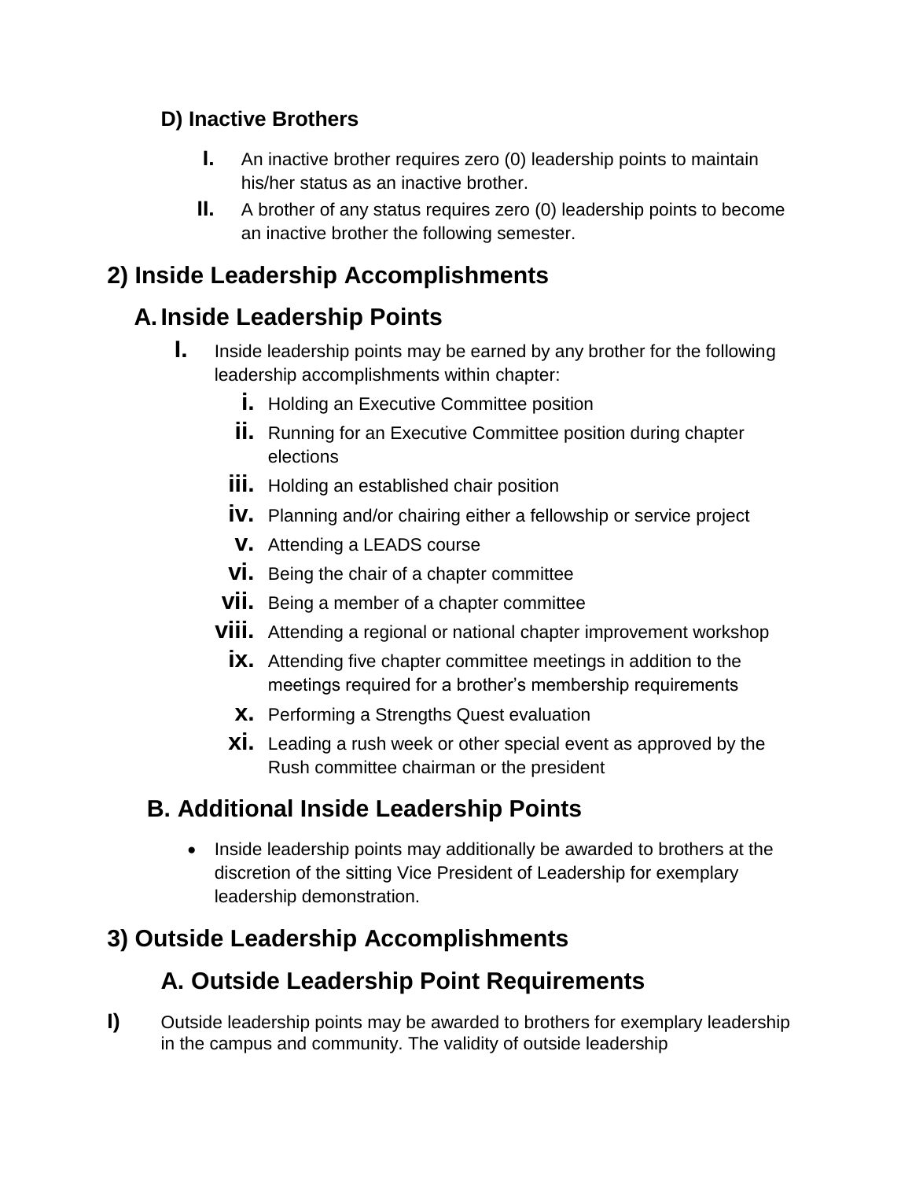### D) Inactive Brothers

I. An inactive brother requires zero (0) leadership points to maintain his/her status as an inactive brother.

II. A brother of any status requires zero (0) leadership points to become an inactive brother the following semester.

## 2) Inside Leadership Accomplishments

### A. Inside Leadership Points

I. Inside leadership points may be earned by any brother for the following leadership accomplishments within chapter:

   i. Holding an Executive Committee position

   ii. Running for an Executive Committee position during chapter elections

   iii. Holding an established chair position

   iv. Planning and/or chairing either a fellowship or service project

   v. Attending a LEADS course

   vi. Being the chair of a chapter committee

   vii. Being a member of a chapter committee

   viii. Attending a regional or national chapter improvement workshop

   ix. Attending five chapter committee meetings in addition to the meetings required for a brother's membership requirements

   x. Performing a Strengths Quest evaluation

   xi. Leading a rush week or other special event as approved by the Rush committee chairman or the president

### B. Additional Inside Leadership Points

- Inside leadership points may additionally be awarded to brothers at the discretion of the sitting Vice President of Leadership for exemplary leadership demonstration.

## 3) Outside Leadership Accomplishments

### A. Outside Leadership Point Requirements

I) Outside leadership points may be awarded to brothers for exemplary leadership in the campus and community. The validity of outside leadership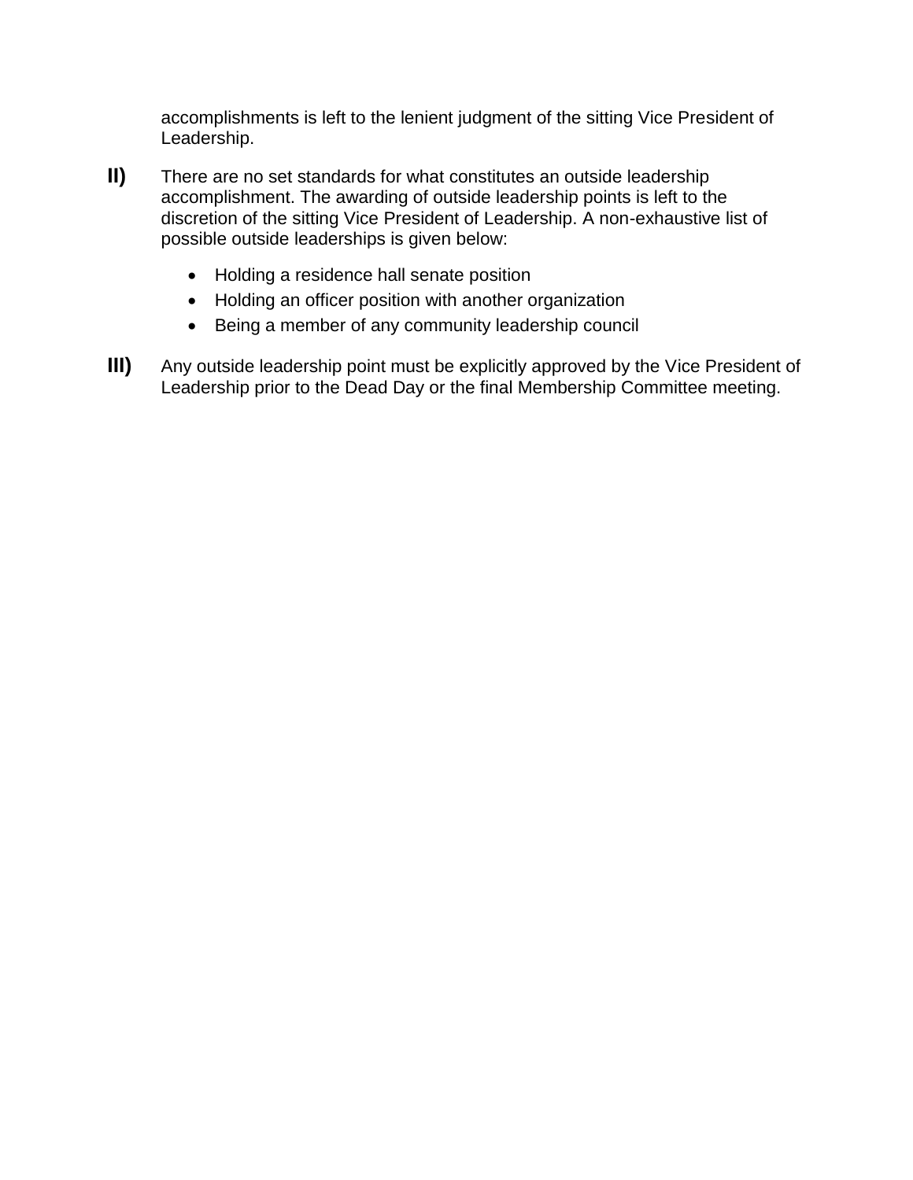accomplishments is left to the lenient judgment of the sitting Vice President of Leadership.

**II)** There are no set standards for what constitutes an outside leadership accomplishment. The awarding of outside leadership points is left to the discretion of the sitting Vice President of Leadership. A non-exhaustive list of possible outside leaderships is given below:

- Holding a residence hall senate position
- Holding an officer position with another organization
- Being a member of any community leadership council

**III)** Any outside leadership point must be explicitly approved by the Vice President of Leadership prior to the Dead Day or the final Membership Committee meeting.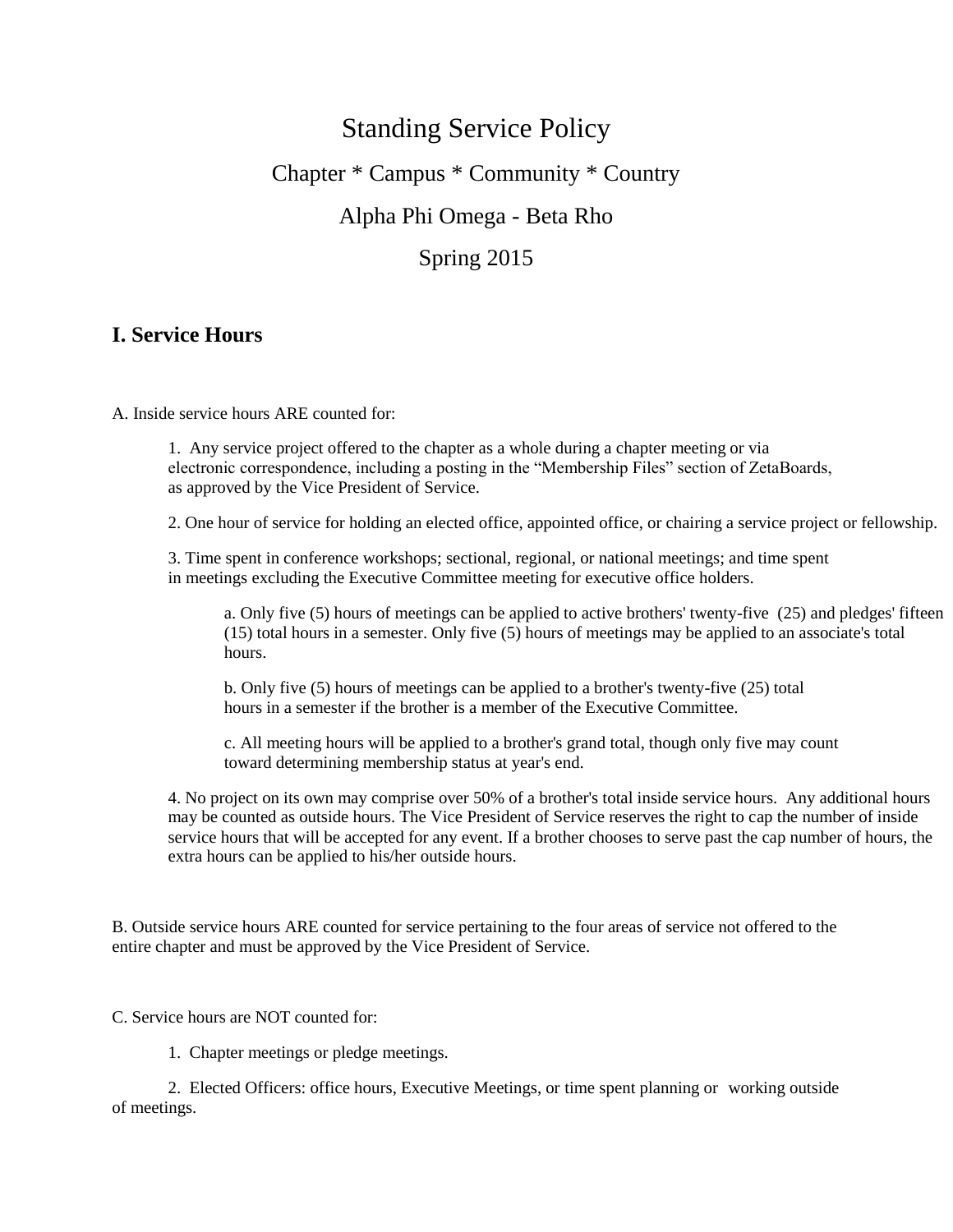# Standing Service Policy

## Chapter * Campus * Community * Country

## Alpha Phi Omega - Beta Rho

## Spring 2015

## I. Service Hours

A. Inside service hours ARE counted for:

1. Any service project offered to the chapter as a whole during a chapter meeting or via electronic correspondence, including a posting in the "Membership Files" section of ZetaBoards, as approved by the Vice President of Service.

2. One hour of service for holding an elected office, appointed office, or chairing a service project or fellowship.

3. Time spent in conference workshops; sectional, regional, or national meetings; and time spent in meetings excluding the Executive Committee meeting for executive office holders.

    a. Only five (5) hours of meetings can be applied to active brothers' twenty-five (25) and pledges' fifteen (15) total hours in a semester. Only five (5) hours of meetings may be applied to an associate's total hours.

    b. Only five (5) hours of meetings can be applied to a brother's twenty-five (25) total hours in a semester if the brother is a member of the Executive Committee.

    c. All meeting hours will be applied to a brother's grand total, though only five may count toward determining membership status at year's end.

4. No project on its own may comprise over 50% of a brother's total inside service hours. Any additional hours may be counted as outside hours. The Vice President of Service reserves the right to cap the number of inside service hours that will be accepted for any event. If a brother chooses to serve past the cap number of hours, the extra hours can be applied to his/her outside hours.

B. Outside service hours ARE counted for service pertaining to the four areas of service not offered to the entire chapter and must be approved by the Vice President of Service.

C. Service hours are NOT counted for:

1. Chapter meetings or pledge meetings.

2. Elected Officers: office hours, Executive Meetings, or time spent planning or working outside of meetings.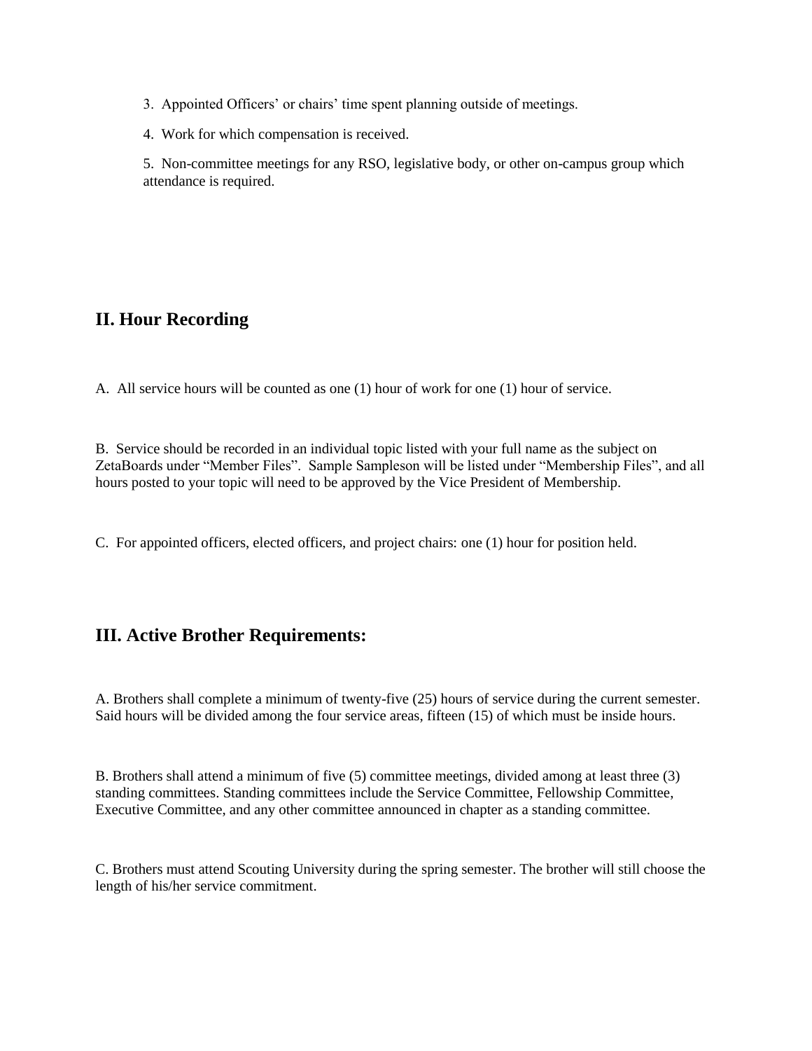3. Appointed Officers' or chairs' time spent planning outside of meetings.

4. Work for which compensation is received.

5. Non-committee meetings for any RSO, legislative body, or other on-campus group which attendance is required.

## II. Hour Recording

A. All service hours will be counted as one (1) hour of work for one (1) hour of service.

B. Service should be recorded in an individual topic listed with your full name as the subject on ZetaBoards under "Member Files". Sample Sampleson will be listed under "Membership Files", and all hours posted to your topic will need to be approved by the Vice President of Membership.

C. For appointed officers, elected officers, and project chairs: one (1) hour for position held.

## III. Active Brother Requirements:

A. Brothers shall complete a minimum of twenty-five (25) hours of service during the current semester. Said hours will be divided among the four service areas, fifteen (15) of which must be inside hours.

B. Brothers shall attend a minimum of five (5) committee meetings, divided among at least three (3) standing committees. Standing committees include the Service Committee, Fellowship Committee, Executive Committee, and any other committee announced in chapter as a standing committee.

C. Brothers must attend Scouting University during the spring semester. The brother will still choose the length of his/her service commitment.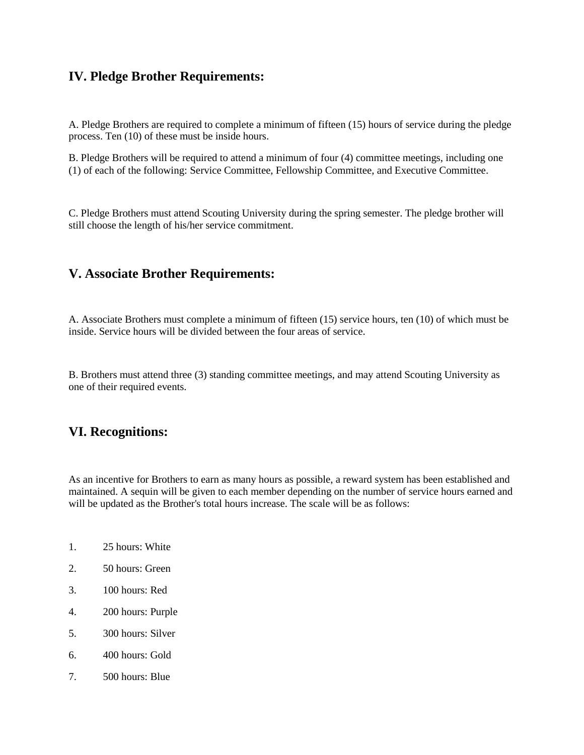## IV. Pledge Brother Requirements:

A. Pledge Brothers are required to complete a minimum of fifteen (15) hours of service during the pledge process. Ten (10) of these must be inside hours.

B. Pledge Brothers will be required to attend a minimum of four (4) committee meetings, including one (1) of each of the following: Service Committee, Fellowship Committee, and Executive Committee.

C. Pledge Brothers must attend Scouting University during the spring semester. The pledge brother will still choose the length of his/her service commitment.

## V. Associate Brother Requirements:

A. Associate Brothers must complete a minimum of fifteen (15) service hours, ten (10) of which must be inside. Service hours will be divided between the four areas of service.

B. Brothers must attend three (3) standing committee meetings, and may attend Scouting University as one of their required events.

## VI. Recognitions:

As an incentive for Brothers to earn as many hours as possible, a reward system has been established and maintained. A sequin will be given to each member depending on the number of service hours earned and will be updated as the Brother's total hours increase. The scale will be as follows:

1. 25 hours: White
2. 50 hours: Green
3. 100 hours: Red
4. 200 hours: Purple
5. 300 hours: Silver
6. 400 hours: Gold
7. 500 hours: Blue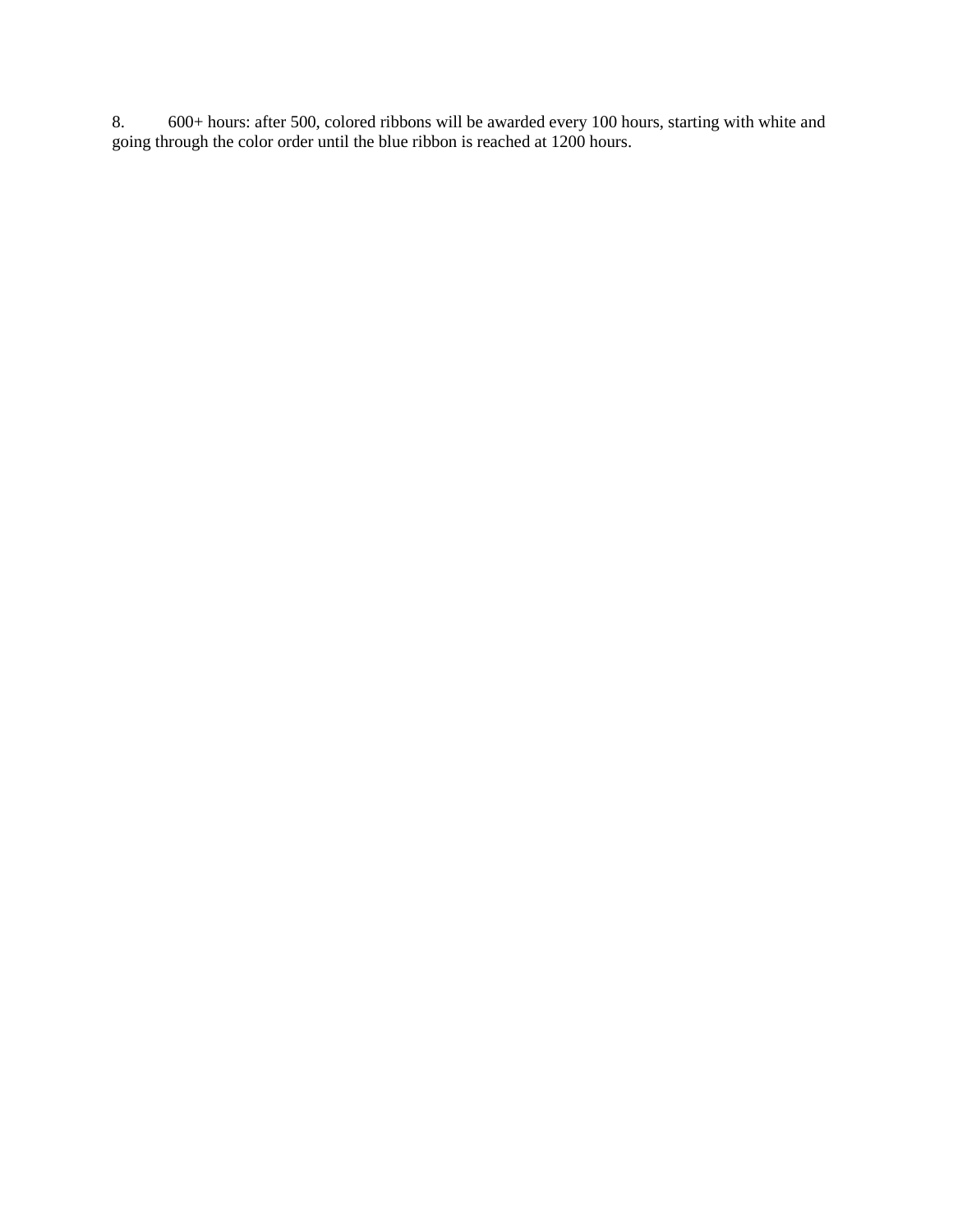8. 600+ hours: after 500, colored ribbons will be awarded every 100 hours, starting with white and going through the color order until the blue ribbon is reached at 1200 hours.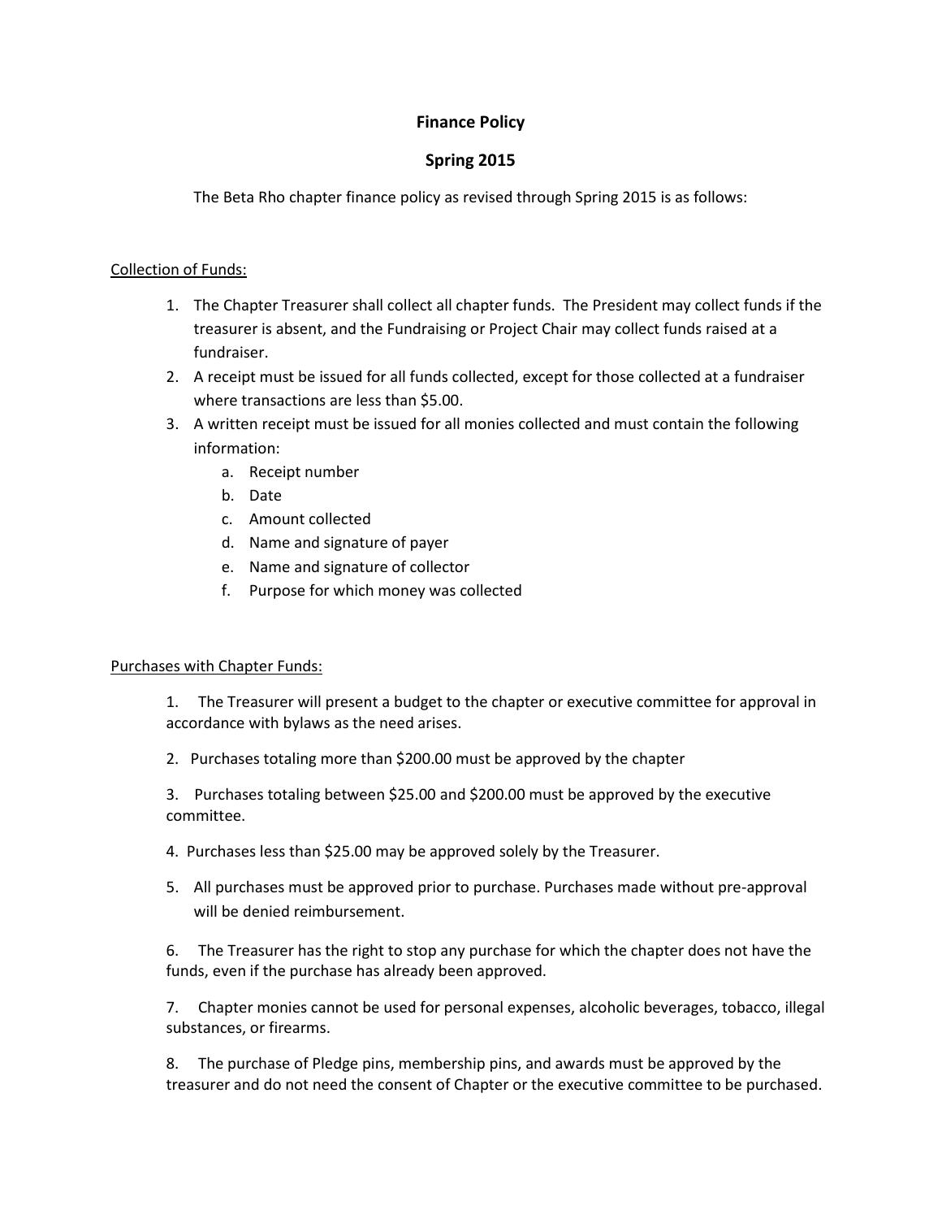# Finance Policy

## Spring 2015

The Beta Rho chapter finance policy as revised through Spring 2015 is as follows:

<u>Collection of Funds:</u>

1. The Chapter Treasurer shall collect all chapter funds. The President may collect funds if the treasurer is absent, and the Fundraising or Project Chair may collect funds raised at a fundraiser.
2. A receipt must be issued for all funds collected, except for those collected at a fundraiser where transactions are less than $5.00.
3. A written receipt must be issued for all monies collected and must contain the following information:
   a. Receipt number
   b. Date
   c. Amount collected
   d. Name and signature of payer
   e. Name and signature of collector
   f. Purpose for which money was collected

<u>Purchases with Chapter Funds:</u>

1. The Treasurer will present a budget to the chapter or executive committee for approval in accordance with bylaws as the need arises.

2. Purchases totaling more than $200.00 must be approved by the chapter

3. Purchases totaling between $25.00 and $200.00 must be approved by the executive committee.

4. Purchases less than $25.00 may be approved solely by the Treasurer.

5. All purchases must be approved prior to purchase. Purchases made without pre-approval will be denied reimbursement.

6. The Treasurer has the right to stop any purchase for which the chapter does not have the funds, even if the purchase has already been approved.

7. Chapter monies cannot be used for personal expenses, alcoholic beverages, tobacco, illegal substances, or firearms.

8. The purchase of Pledge pins, membership pins, and awards must be approved by the treasurer and do not need the consent of Chapter or the executive committee to be purchased.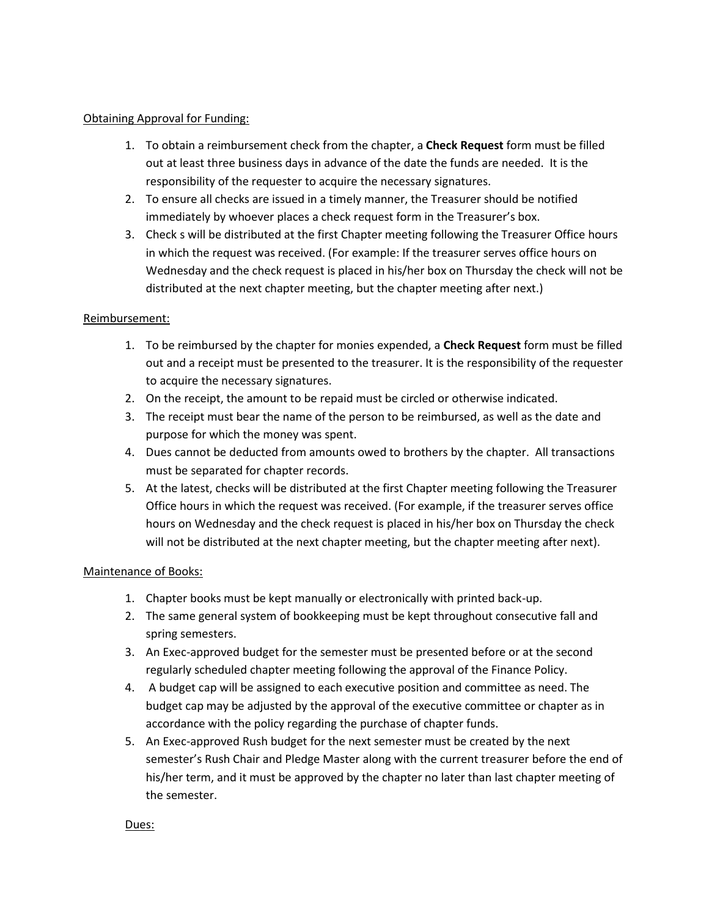Obtaining Approval for Funding:

1. To obtain a reimbursement check from the chapter, a **Check Request** form must be filled out at least three business days in advance of the date the funds are needed. It is the responsibility of the requester to acquire the necessary signatures.
2. To ensure all checks are issued in a timely manner, the Treasurer should be notified immediately by whoever places a check request form in the Treasurer's box.
3. Check s will be distributed at the first Chapter meeting following the Treasurer Office hours in which the request was received. (For example: If the treasurer serves office hours on Wednesday and the check request is placed in his/her box on Thursday the check will not be distributed at the next chapter meeting, but the chapter meeting after next.)

Reimbursement:

1. To be reimbursed by the chapter for monies expended, a **Check Request** form must be filled out and a receipt must be presented to the treasurer. It is the responsibility of the requester to acquire the necessary signatures.
2. On the receipt, the amount to be repaid must be circled or otherwise indicated.
3. The receipt must bear the name of the person to be reimbursed, as well as the date and purpose for which the money was spent.
4. Dues cannot be deducted from amounts owed to brothers by the chapter. All transactions must be separated for chapter records.
5. At the latest, checks will be distributed at the first Chapter meeting following the Treasurer Office hours in which the request was received. (For example, if the treasurer serves office hours on Wednesday and the check request is placed in his/her box on Thursday the check will not be distributed at the next chapter meeting, but the chapter meeting after next).

Maintenance of Books:

1. Chapter books must be kept manually or electronically with printed back-up.
2. The same general system of bookkeeping must be kept throughout consecutive fall and spring semesters.
3. An Exec-approved budget for the semester must be presented before or at the second regularly scheduled chapter meeting following the approval of the Finance Policy.
4. A budget cap will be assigned to each executive position and committee as need. The budget cap may be adjusted by the approval of the executive committee or chapter as in accordance with the policy regarding the purchase of chapter funds.
5. An Exec-approved Rush budget for the next semester must be created by the next semester's Rush Chair and Pledge Master along with the current treasurer before the end of his/her term, and it must be approved by the chapter no later than last chapter meeting of the semester.

Dues: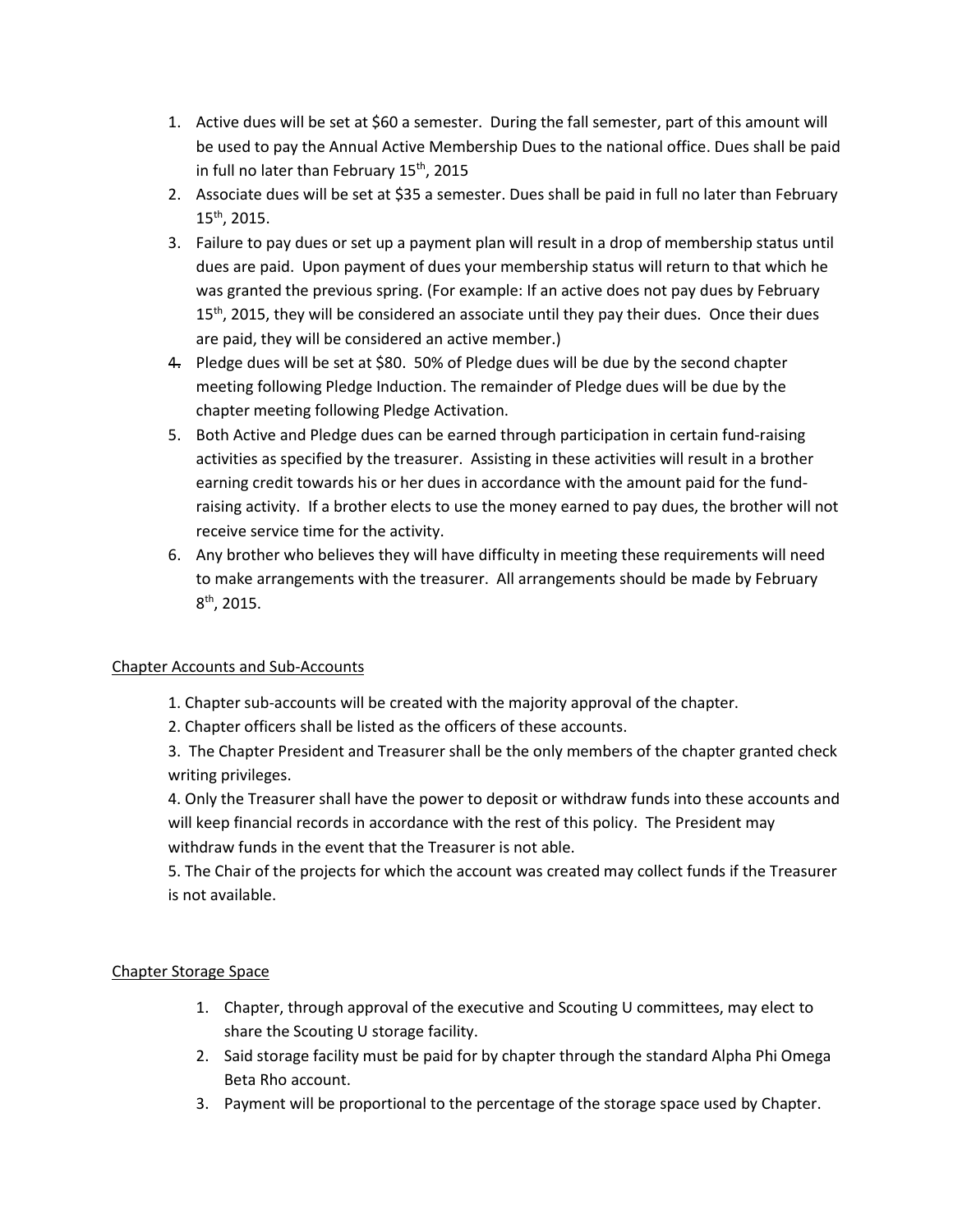1. Active dues will be set at $60 a semester. During the fall semester, part of this amount will be used to pay the Annual Active Membership Dues to the national office. Dues shall be paid in full no later than February 15th, 2015
2. Associate dues will be set at $35 a semester. Dues shall be paid in full no later than February 15th, 2015.
3. Failure to pay dues or set up a payment plan will result in a drop of membership status until dues are paid. Upon payment of dues your membership status will return to that which he was granted the previous spring. (For example: If an active does not pay dues by February 15th, 2015, they will be considered an associate until they pay their dues. Once their dues are paid, they will be considered an active member.)
4. Pledge dues will be set at $80. 50% of Pledge dues will be due by the second chapter meeting following Pledge Induction. The remainder of Pledge dues will be due by the chapter meeting following Pledge Activation.
5. Both Active and Pledge dues can be earned through participation in certain fund-raising activities as specified by the treasurer. Assisting in these activities will result in a brother earning credit towards his or her dues in accordance with the amount paid for the fund-raising activity. If a brother elects to use the money earned to pay dues, the brother will not receive service time for the activity.
6. Any brother who believes they will have difficulty in meeting these requirements will need to make arrangements with the treasurer. All arrangements should be made by February 8th, 2015.

<u>Chapter Accounts and Sub-Accounts</u>

1. Chapter sub-accounts will be created with the majority approval of the chapter.
2. Chapter officers shall be listed as the officers of these accounts.
3. The Chapter President and Treasurer shall be the only members of the chapter granted check writing privileges.
4. Only the Treasurer shall have the power to deposit or withdraw funds into these accounts and will keep financial records in accordance with the rest of this policy. The President may withdraw funds in the event that the Treasurer is not able.
5. The Chair of the projects for which the account was created may collect funds if the Treasurer is not available.

<u>Chapter Storage Space</u>

1. Chapter, through approval of the executive and Scouting U committees, may elect to share the Scouting U storage facility.
2. Said storage facility must be paid for by chapter through the standard Alpha Phi Omega Beta Rho account.
3. Payment will be proportional to the percentage of the storage space used by Chapter.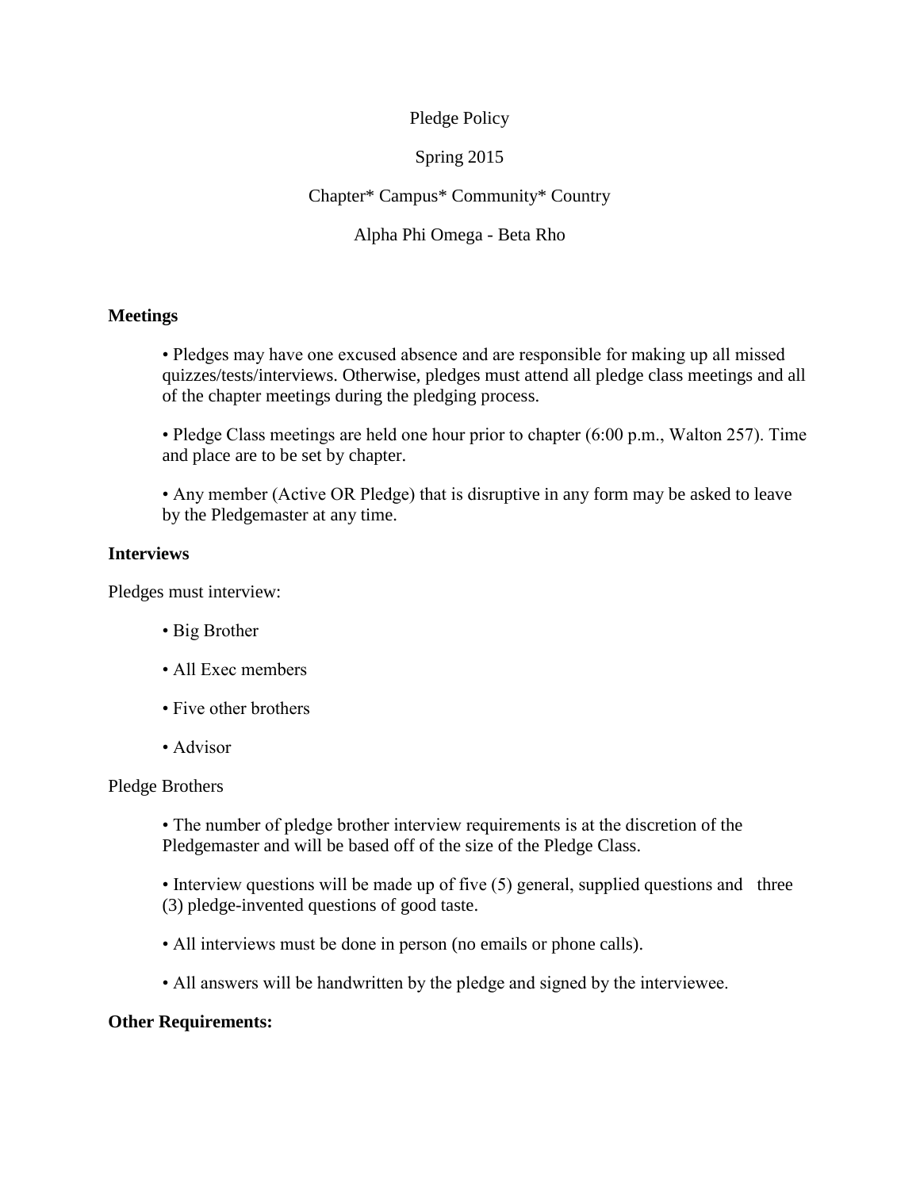Pledge Policy

Spring 2015

Chapter* Campus* Community* Country

Alpha Phi Omega - Beta Rho

**Meetings**

- Pledges may have one excused absence and are responsible for making up all missed quizzes/tests/interviews. Otherwise, pledges must attend all pledge class meetings and all of the chapter meetings during the pledging process.
- Pledge Class meetings are held one hour prior to chapter (6:00 p.m., Walton 257). Time and place are to be set by chapter.
- Any member (Active OR Pledge) that is disruptive in any form may be asked to leave by the Pledgemaster at any time.

**Interviews**

Pledges must interview:

- Big Brother
- All Exec members
- Five other brothers
- Advisor

Pledge Brothers

- The number of pledge brother interview requirements is at the discretion of the Pledgemaster and will be based off of the size of the Pledge Class.
- Interview questions will be made up of five (5) general, supplied questions and three (3) pledge-invented questions of good taste.
- All interviews must be done in person (no emails or phone calls).
- All answers will be handwritten by the pledge and signed by the interviewee.

**Other Requirements:**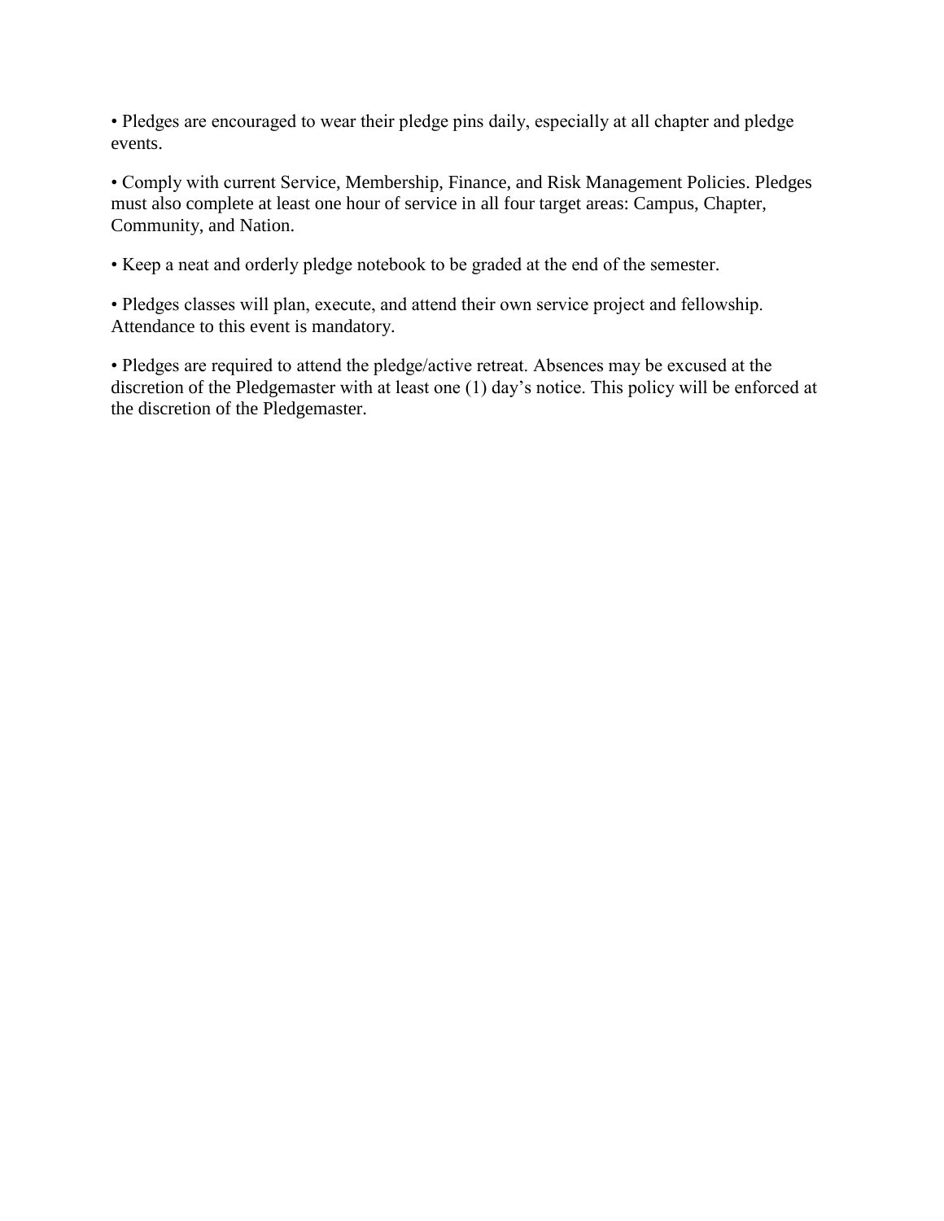- Pledges are encouraged to wear their pledge pins daily, especially at all chapter and pledge events.

- Comply with current Service, Membership, Finance, and Risk Management Policies. Pledges must also complete at least one hour of service in all four target areas: Campus, Chapter, Community, and Nation.

- Keep a neat and orderly pledge notebook to be graded at the end of the semester.

- Pledges classes will plan, execute, and attend their own service project and fellowship. Attendance to this event is mandatory.

- Pledges are required to attend the pledge/active retreat. Absences may be excused at the discretion of the Pledgemaster with at least one (1) day's notice. This policy will be enforced at the discretion of the Pledgemaster.